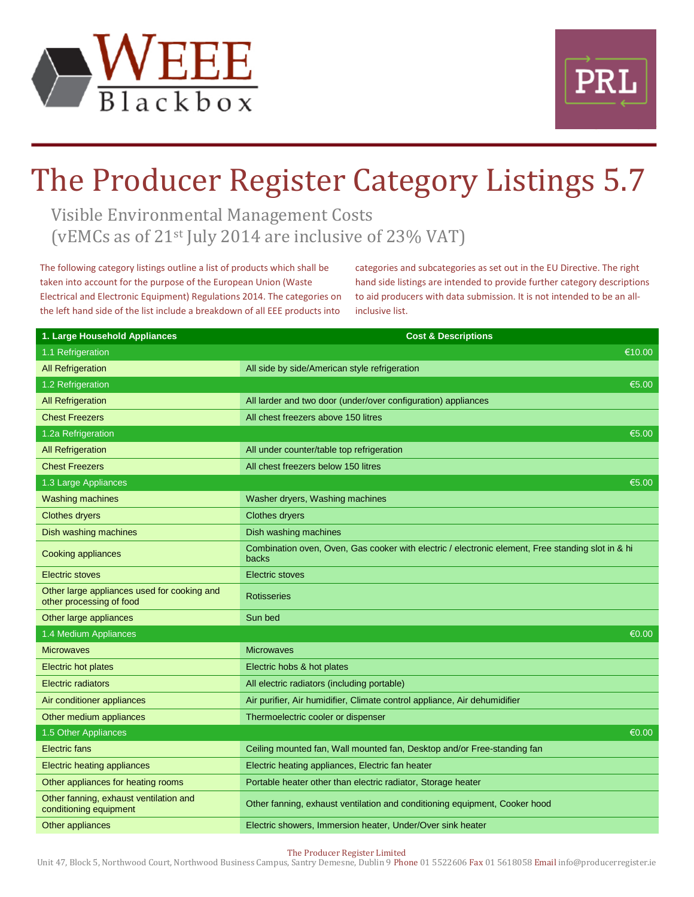WEEE Blackbox

PRL

# The Producer Register Category Listings 5.7

## Visible Environmental Management Costs (vEMCs as of 21st July 2014 are inclusive of 23% VAT)

The following category listings outline a list of products which shall be taken into account for the purpose of the European Union (Waste Electrical and Electronic Equipment) Regulations 2014. The categories on the left hand side of the list include a breakdown of all EEE products into categories and subcategories as set out in the EU Directive. The right hand side listings are intended to provide further category descriptions to aid producers with data submission. It is not intended to be an all-inclusive list.

| 1. Large Household Appliances | Cost & Descriptions |
|---|---|
| 1.1 Refrigeration | €10.00 |
| All Refrigeration | All side by side/American style refrigeration |
| 1.2 Refrigeration | €5.00 |
| All Refrigeration | All larder and two door (under/over configuration) appliances |
| Chest Freezers | All chest freezers above 150 litres |
| 1.2a Refrigeration | €5.00 |
| All Refrigeration | All under counter/table top refrigeration |
| Chest Freezers | All chest freezers below 150 litres |
| 1.3 Large Appliances | €5.00 |
| Washing machines | Washer dryers, Washing machines |
| Clothes dryers | Clothes dryers |
| Dish washing machines | Dish washing machines |
| Cooking appliances | Combination oven, Oven, Gas cooker with electric / electronic element, Free standing slot in & hi backs |
| Electric stoves | Electric stoves |
| Other large appliances used for cooking and other processing of food | Rotisseries |
| Other large appliances | Sun bed |
| 1.4 Medium Appliances | €0.00 |
| Microwaves | Microwaves |
| Electric hot plates | Electric hobs & hot plates |
| Electric radiators | All electric radiators (including portable) |
| Air conditioner appliances | Air purifier, Air humidifier, Climate control appliance, Air dehumidifier |
| Other medium appliances | Thermoelectric cooler or dispenser |
| 1.5 Other Appliances | €0.00 |
| Electric fans | Ceiling mounted fan, Wall mounted fan, Desktop and/or Free-standing fan |
| Electric heating appliances | Electric heating appliances, Electric fan heater |
| Other appliances for heating rooms | Portable heater other than electric radiator, Storage heater |
| Other fanning, exhaust ventilation and conditioning equipment | Other fanning, exhaust ventilation and conditioning equipment, Cooker hood |
| Other appliances | Electric showers, Immersion heater, Under/Over sink heater |

The Producer Register Limited
Unit 47, Block 5, Northwood Court, Northwood Business Campus, Santry Demesne, Dublin 9 Phone 01 5522606 Fax 01 5618058 Email info@producerregister.ie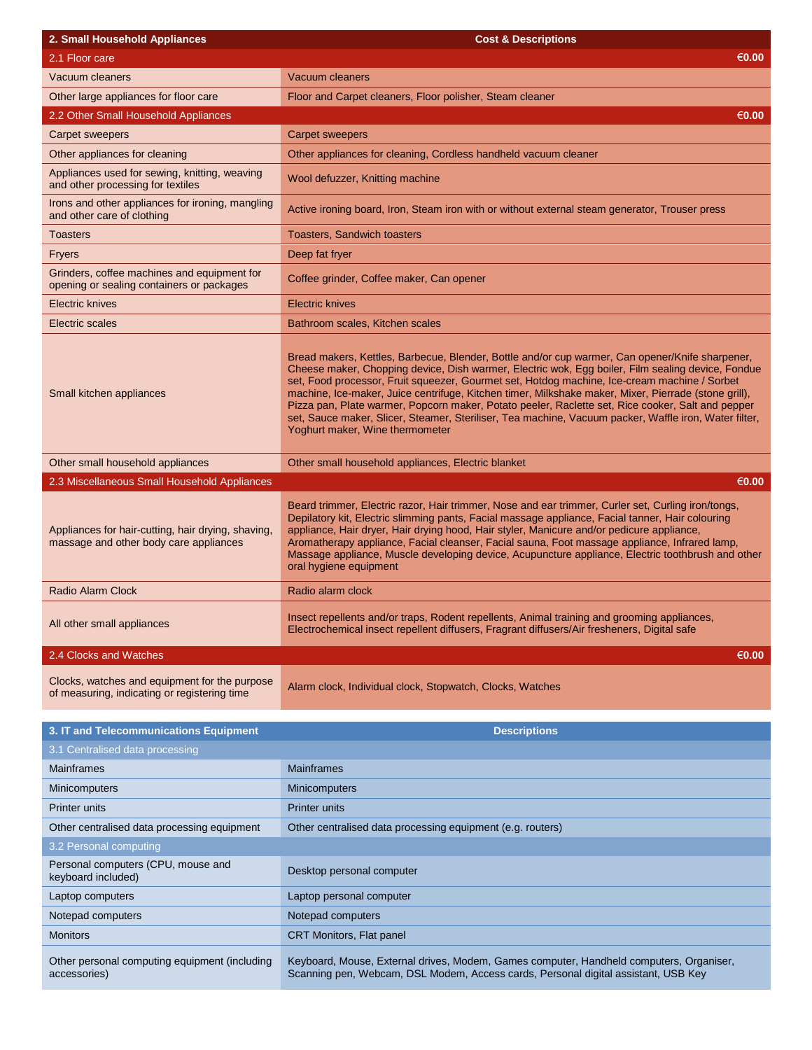| 2. Small Household Appliances | Cost & Descriptions |
|---|---|
| 2.1 Floor care | €0.00 |
| Vacuum cleaners | Vacuum cleaners |
| Other large appliances for floor care | Floor and Carpet cleaners, Floor polisher, Steam cleaner |
| 2.2 Other Small Household Appliances | €0.00 |
| Carpet sweepers | Carpet sweepers |
| Other appliances for cleaning | Other appliances for cleaning, Cordless handheld vacuum cleaner |
| Appliances used for sewing, knitting, weaving and other processing for textiles | Wool defuzzer, Knitting machine |
| Irons and other appliances for ironing, mangling and other care of clothing | Active ironing board, Iron, Steam iron with or without external steam generator, Trouser press |
| Toasters | Toasters, Sandwich toasters |
| Fryers | Deep fat fryer |
| Grinders, coffee machines and equipment for opening or sealing containers or packages | Coffee grinder, Coffee maker, Can opener |
| Electric knives | Electric knives |
| Electric scales | Bathroom scales, Kitchen scales |
| Small kitchen appliances | Bread makers, Kettles, Barbecue, Blender, Bottle and/or cup warmer, Can opener/Knife sharpener, Cheese maker, Chopping device, Dish warmer, Electric wok, Egg boiler, Film sealing device, Fondue set, Food processor, Fruit squeezer, Gourmet set, Hotdog machine, Ice-cream machine / Sorbet machine, Ice-maker, Juice centrifuge, Kitchen timer, Milkshake maker, Mixer, Pierrade (stone grill), Pizza pan, Plate warmer, Popcorn maker, Potato peeler, Raclette set, Rice cooker, Salt and pepper set, Sauce maker, Slicer, Steamer, Steriliser, Tea machine, Vacuum packer, Waffle iron, Water filter, Yoghurt maker, Wine thermometer |
| Other small household appliances | Other small household appliances, Electric blanket |
| 2.3 Miscellaneous Small Household Appliances | €0.00 |
| Appliances for hair-cutting, hair drying, shaving, massage and other body care appliances | Beard trimmer, Electric razor, Hair trimmer, Nose and ear trimmer, Curler set, Curling iron/tongs, Depilatory kit, Electric slimming pants, Facial massage appliance, Facial tanner, Hair colouring appliance, Hair dryer, Hair drying hood, Hair styler, Manicure and/or pedicure appliance, Aromatherapy appliance, Facial cleanser, Facial sauna, Foot massage appliance, Infrared lamp, Massage appliance, Muscle developing device, Acupuncture appliance, Electric toothbrush and other oral hygiene equipment |
| Radio Alarm Clock | Radio alarm clock |
| All other small appliances | Insect repellents and/or traps, Rodent repellents, Animal training and grooming appliances, Electrochemical insect repellent diffusers, Fragrant diffusers/Air fresheners, Digital safe |
| 2.4 Clocks and Watches | €0.00 |
| Clocks, watches and equipment for the purpose of measuring, indicating or registering time | Alarm clock, Individual clock, Stopwatch, Clocks, Watches |

| 3. IT and Telecommunications Equipment | Descriptions |
|---|---|
| 3.1 Centralised data processing | |
| Mainframes | Mainframes |
| Minicomputers | Minicomputers |
| Printer units | Printer units |
| Other centralised data processing equipment | Other centralised data processing equipment (e.g. routers) |
| 3.2 Personal computing | |
| Personal computers (CPU, mouse and keyboard included) | Desktop personal computer |
| Laptop computers | Laptop personal computer |
| Notepad computers | Notepad computers |
| Monitors | CRT Monitors, Flat panel |
| Other personal computing equipment (including accessories) | Keyboard, Mouse, External drives, Modem, Games computer, Handheld computers, Organiser, Scanning pen, Webcam, DSL Modem, Access cards, Personal digital assistant, USB Key |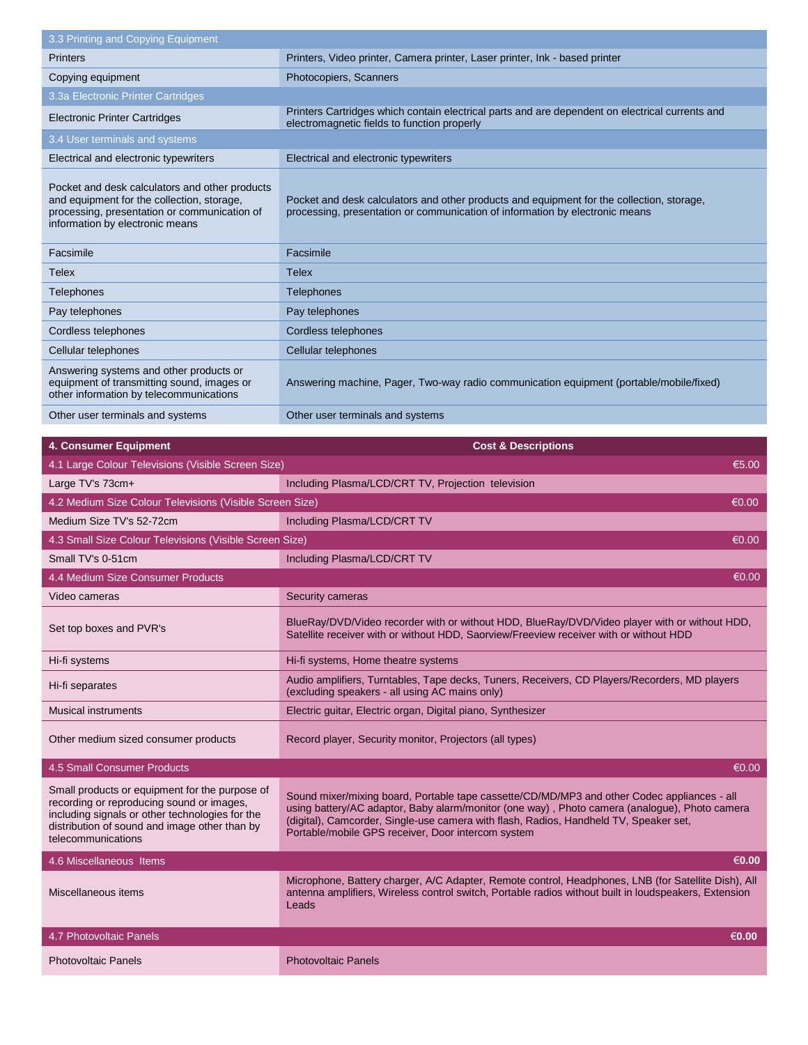| 3.3 Printing and Copying Equipment | |
|---|---|
| Printers | Printers, Video printer, Camera printer, Laser printer, Ink - based printer |
| Copying equipment | Photocopiers, Scanners |
| 3.3a Electronic Printer Cartridges | |
| Electronic Printer Cartridges | Printers Cartridges which contain electrical parts and are dependent on electrical currents and electromagnetic fields to function properly |
| 3.4 User terminals and systems | |
| Electrical and electronic typewriters | Electrical and electronic typewriters |
| Pocket and desk calculators and other products and equipment for the collection, storage, processing, presentation or communication of information by electronic means | Pocket and desk calculators and other products and equipment for the collection, storage, processing, presentation or communication of information by electronic means |
| Facsimile | Facsimile |
| Telex | Telex |
| Telephones | Telephones |
| Pay telephones | Pay telephones |
| Cordless telephones | Cordless telephones |
| Cellular telephones | Cellular telephones |
| Answering systems and other products or equipment of transmitting sound, images or other information by telecommunications | Answering machine, Pager, Two-way radio communication equipment (portable/mobile/fixed) |
| Other user terminals and systems | Other user terminals and systems |

| **4. Consumer Equipment** | **Cost & Descriptions** | |
|---|---|---|
| 4.1 Large Colour Televisions (Visible Screen Size) | | €5.00 |
| Large TV's 73cm+ | Including Plasma/LCD/CRT TV, Projection television | |
| 4.2 Medium Size Colour Televisions (Visible Screen Size) | | €0.00 |
| Medium Size TV's 52-72cm | Including Plasma/LCD/CRT TV | |
| 4.3 Small Size Colour Televisions (Visible Screen Size) | | €0.00 |
| Small TV's 0-51cm | Including Plasma/LCD/CRT TV | |
| 4.4 Medium Size Consumer Products | | €0.00 |
| Video cameras | Security cameras | |
| Set top boxes and PVR's | BlueRay/DVD/Video recorder with or without HDD, BlueRay/DVD/Video player with or without HDD, Satellite receiver with or without HDD, Saorview/Freeview receiver with or without HDD | |
| Hi-fi systems | Hi-fi systems, Home theatre systems | |
| Hi-fi separates | Audio amplifiers, Turntables, Tape decks, Tuners, Receivers, CD Players/Recorders, MD players (excluding speakers - all using AC mains only) | |
| Musical instruments | Electric guitar, Electric organ, Digital piano, Synthesizer | |
| Other medium sized consumer products | Record player, Security monitor, Projectors (all types) | |
| 4.5 Small Consumer Products | | €0.00 |
| Small products or equipment for the purpose of recording or reproducing sound or images, including signals or other technologies for the distribution of sound and image other than by telecommunications | Sound mixer/mixing board, Portable tape cassette/CD/MD/MP3 and other Codec appliances - all using battery/AC adaptor, Baby alarm/monitor (one way) , Photo camera (analogue), Photo camera (digital), Camcorder, Single-use camera with flash, Radios, Handheld TV, Speaker set, Portable/mobile GPS receiver, Door intercom system | |
| 4.6 Miscellaneous Items | | **€0.00** |
| Miscellaneous items | Microphone, Battery charger, A/C Adapter, Remote control, Headphones, LNB (for Satellite Dish), All antenna amplifiers, Wireless control switch, Portable radios without built in loudspeakers, Extension Leads | |
| 4.7 Photovoltaic Panels | | **€0.00** |
| Photovoltaic Panels | Photovoltaic Panels | |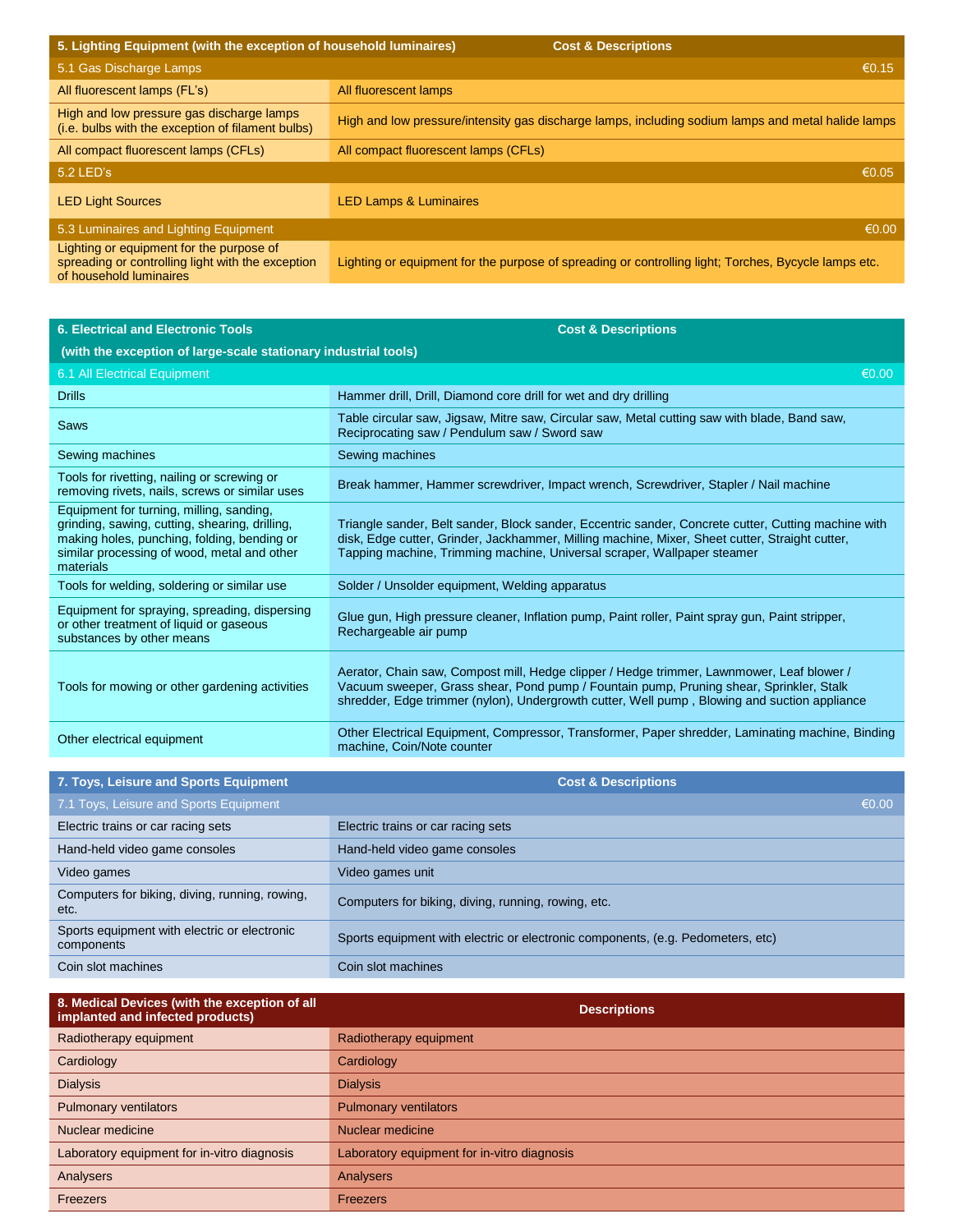| 5. Lighting Equipment (with the exception of household luminaires) | Cost & Descriptions |
|---|---|
| 5.1 Gas Discharge Lamps | €0.15 |
| All fluorescent lamps (FL's) | All fluorescent lamps |
| High and low pressure gas discharge lamps (i.e. bulbs with the exception of filament bulbs) | High and low pressure/intensity gas discharge lamps, including sodium lamps and metal halide lamps |
| All compact fluorescent lamps (CFLs) | All compact fluorescent lamps (CFLs) |
| 5.2 LED's | €0.05 |
| LED Light Sources | LED Lamps & Luminaires |
| 5.3 Luminaires and Lighting Equipment | €0.00 |
| Lighting or equipment for the purpose of spreading or controlling light with the exception of household luminaires | Lighting or equipment for the purpose of spreading or controlling light; Torches, Bycycle lamps etc. |

| 6. Electrical and Electronic Tools (with the exception of large-scale stationary industrial tools) | Cost & Descriptions |
|---|---|
| 6.1 All Electrical Equipment | €0.00 |
| Drills | Hammer drill, Drill, Diamond core drill for wet and dry drilling |
| Saws | Table circular saw, Jigsaw, Mitre saw, Circular saw, Metal cutting saw with blade, Band saw, Reciprocating saw / Pendulum saw / Sword saw |
| Sewing machines | Sewing machines |
| Tools for rivetting, nailing or screwing or removing rivets, nails, screws or similar uses | Break hammer, Hammer screwdriver, Impact wrench, Screwdriver, Stapler / Nail machine |
| Equipment for turning, milling, sanding, grinding, sawing, cutting, shearing, drilling, making holes, punching, folding, bending or similar processing of wood, metal and other materials | Triangle sander, Belt sander, Block sander, Eccentric sander, Concrete cutter, Cutting machine with disk, Edge cutter, Grinder, Jackhammer, Milling machine, Mixer, Sheet cutter, Straight cutter, Tapping machine, Trimming machine, Universal scraper, Wallpaper steamer |
| Tools for welding, soldering or similar use | Solder / Unsolder equipment, Welding apparatus |
| Equipment for spraying, spreading, dispersing or other treatment of liquid or gaseous substances by other means | Glue gun, High pressure cleaner, Inflation pump, Paint roller, Paint spray gun, Paint stripper, Rechargeable air pump |
| Tools for mowing or other gardening activities | Aerator, Chain saw, Compost mill, Hedge clipper / Hedge trimmer, Lawnmower, Leaf blower / Vacuum sweeper, Grass shear, Pond pump / Fountain pump, Pruning shear, Sprinkler, Stalk shredder, Edge trimmer (nylon), Undergrowth cutter, Well pump , Blowing and suction appliance |
| Other electrical equipment | Other Electrical Equipment, Compressor, Transformer, Paper shredder, Laminating machine, Binding machine, Coin/Note counter |

| 7. Toys, Leisure and Sports Equipment | Cost & Descriptions |
|---|---|
| 7.1 Toys, Leisure and Sports Equipment | €0.00 |
| Electric trains or car racing sets | Electric trains or car racing sets |
| Hand-held video game consoles | Hand-held video game consoles |
| Video games | Video games unit |
| Computers for biking, diving, running, rowing, etc. | Computers for biking, diving, running, rowing, etc. |
| Sports equipment with electric or electronic components | Sports equipment with electric or electronic components, (e.g. Pedometers, etc) |
| Coin slot machines | Coin slot machines |

| 8. Medical Devices (with the exception of all implanted and infected products) | Descriptions |
|---|---|
| Radiotherapy equipment | Radiotherapy equipment |
| Cardiology | Cardiology |
| Dialysis | Dialysis |
| Pulmonary ventilators | Pulmonary ventilators |
| Nuclear medicine | Nuclear medicine |
| Laboratory equipment for in-vitro diagnosis | Laboratory equipment for in-vitro diagnosis |
| Analysers | Analysers |
| Freezers | Freezers |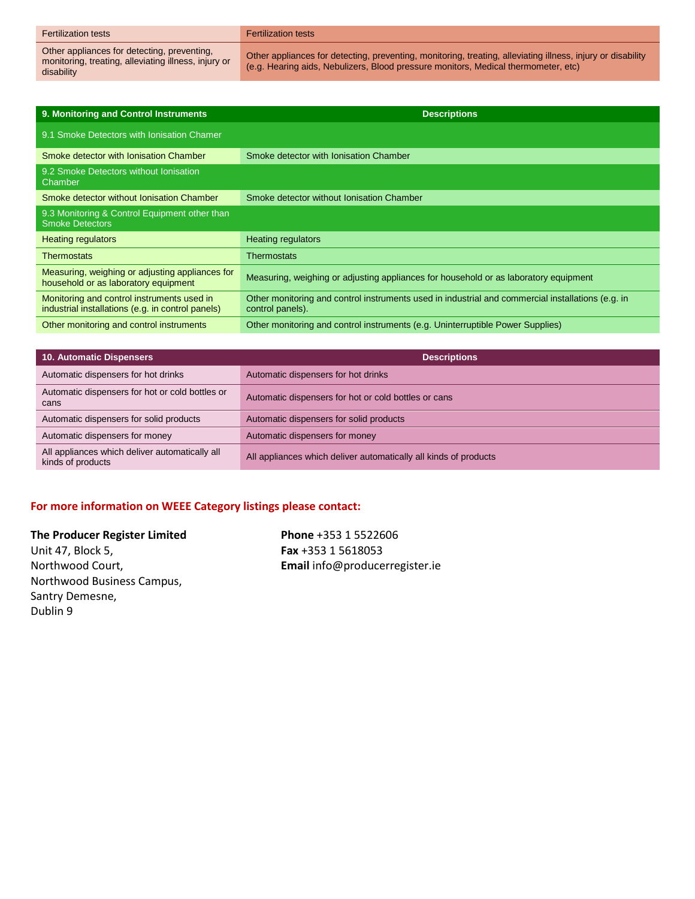| | |
|---|---|
| Fertilization tests | Fertilization tests |
| Other appliances for detecting, preventing, monitoring, treating, alleviating illness, injury or disability | Other appliances for detecting, preventing, monitoring, treating, alleviating illness, injury or disability (e.g. Hearing aids, Nebulizers, Blood pressure monitors, Medical thermometer, etc) |

| 9. Monitoring and Control Instruments | Descriptions |
|---|---|
| 9.1 Smoke Detectors with Ionisation Chamer | |
| Smoke detector with Ionisation Chamber | Smoke detector with Ionisation Chamber |
| 9.2 Smoke Detectors without Ionisation Chamber | |
| Smoke detector without Ionisation Chamber | Smoke detector without Ionisation Chamber |
| 9.3 Monitoring & Control Equipment other than Smoke Detectors | |
| Heating regulators | Heating regulators |
| Thermostats | Thermostats |
| Measuring, weighing or adjusting appliances for household or as laboratory equipment | Measuring, weighing or adjusting appliances for household or as laboratory equipment |
| Monitoring and control instruments used in industrial installations (e.g. in control panels) | Other monitoring and control instruments used in industrial and commercial installations (e.g. in control panels). |
| Other monitoring and control instruments | Other monitoring and control instruments (e.g. Uninterruptible Power Supplies) |

| 10. Automatic Dispensers | Descriptions |
|---|---|
| Automatic dispensers for hot drinks | Automatic dispensers for hot drinks |
| Automatic dispensers for hot or cold bottles or cans | Automatic dispensers for hot or cold bottles or cans |
| Automatic dispensers for solid products | Automatic dispensers for solid products |
| Automatic dispensers for money | Automatic dispensers for money |
| All appliances which deliver automatically all kinds of products | All appliances which deliver automatically all kinds of products |

**For more information on WEEE Category listings please contact:**

**The Producer Register Limited**
Unit 47, Block 5,
Northwood Court,
Northwood Business Campus,
Santry Demesne,
Dublin 9

**Phone** +353 1 5522606
**Fax** +353 1 5618053
**Email** info@producerregister.ie